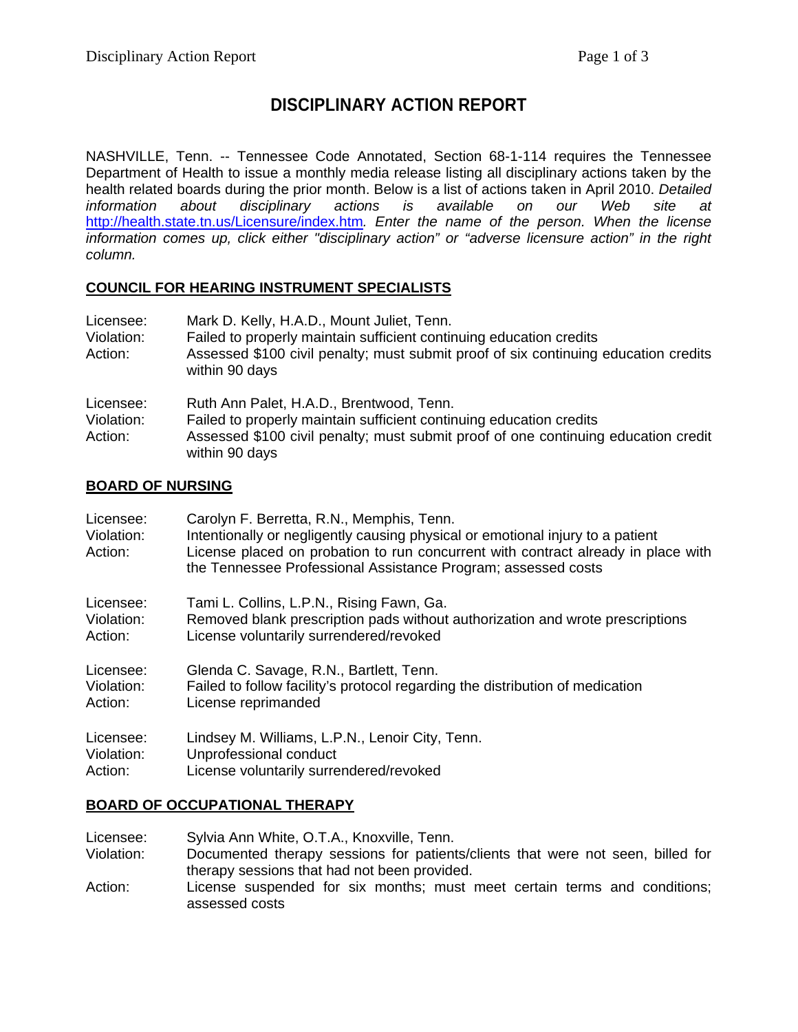# DISCIPLINARY ACTION REPORT

NASHVILLE, Tenn. -- Tennessee Code Annotated, Section 68-1-114 requires the Tennessee Department of Health to issue a monthly media release listing all disciplinary actions taken by the health related boards during the prior month. Below is a list of actions taken in April 2010. *Detailed information about disciplinary actions is available on our Web site at* http://health.state.tn.us/Licensure/index.htm*. Enter the name of the person. When the license information comes up, click either "disciplinary action" or "adverse licensure action" in the right column.*

## COUNCIL FOR HEARING INSTRUMENT SPECIALISTS

Licensee: Mark D. Kelly, H.A.D., Mount Juliet, Tenn.
Violation: Failed to properly maintain sufficient continuing education credits
Action: Assessed $100 civil penalty; must submit proof of six continuing education credits within 90 days

Licensee: Ruth Ann Palet, H.A.D., Brentwood, Tenn.
Violation: Failed to properly maintain sufficient continuing education credits
Action: Assessed $100 civil penalty; must submit proof of one continuing education credit within 90 days

## BOARD OF NURSING

Licensee: Carolyn F. Berretta, R.N., Memphis, Tenn.
Violation: Intentionally or negligently causing physical or emotional injury to a patient
Action: License placed on probation to run concurrent with contract already in place with the Tennessee Professional Assistance Program; assessed costs

Licensee: Tami L. Collins, L.P.N., Rising Fawn, Ga.
Violation: Removed blank prescription pads without authorization and wrote prescriptions
Action: License voluntarily surrendered/revoked

Licensee: Glenda C. Savage, R.N., Bartlett, Tenn.
Violation: Failed to follow facility's protocol regarding the distribution of medication
Action: License reprimanded

Licensee: Lindsey M. Williams, L.P.N., Lenoir City, Tenn.
Violation: Unprofessional conduct
Action: License voluntarily surrendered/revoked

## BOARD OF OCCUPATIONAL THERAPY

Licensee: Sylvia Ann White, O.T.A., Knoxville, Tenn.
Violation: Documented therapy sessions for patients/clients that were not seen, billed for therapy sessions that had not been provided.
Action: License suspended for six months; must meet certain terms and conditions; assessed costs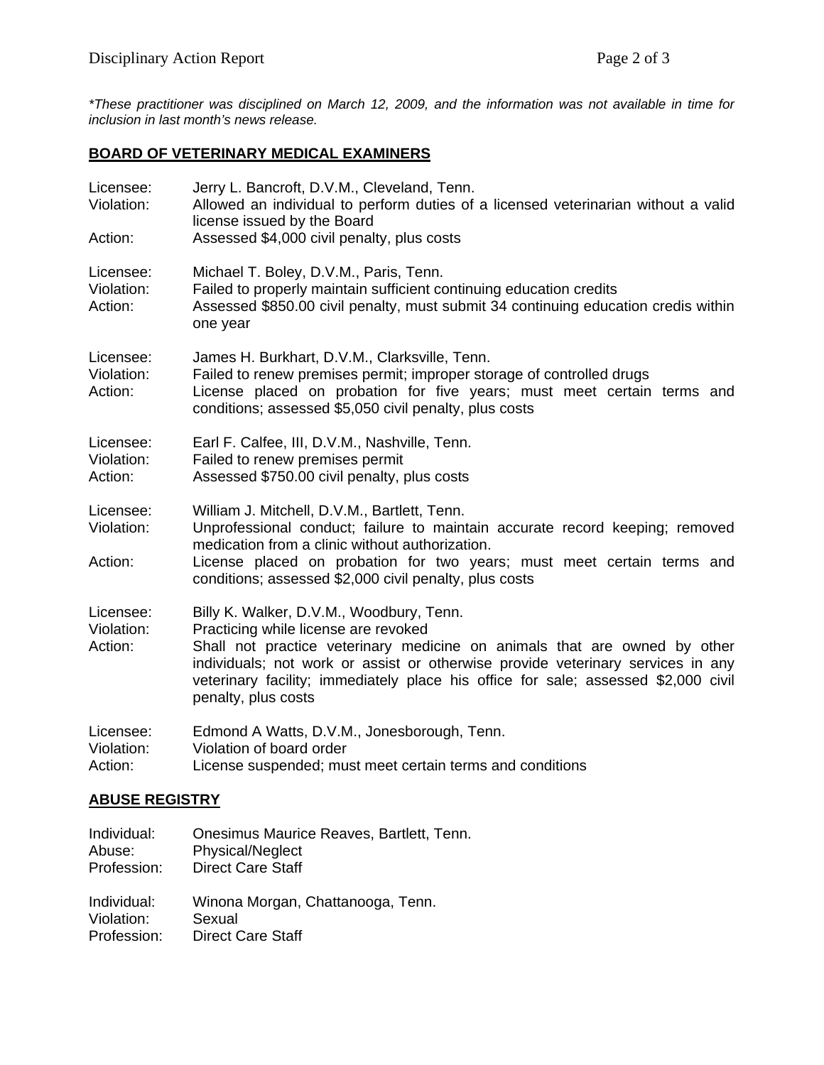*\*These practitioner was disciplined on March 12, 2009, and the information was not available in time for inclusion in last month's news release.*

## BOARD OF VETERINARY MEDICAL EXAMINERS

Licensee: Jerry L. Bancroft, D.V.M., Cleveland, Tenn.
Violation: Allowed an individual to perform duties of a licensed veterinarian without a valid license issued by the Board
Action: Assessed $4,000 civil penalty, plus costs

Licensee: Michael T. Boley, D.V.M., Paris, Tenn.
Violation: Failed to properly maintain sufficient continuing education credits
Action: Assessed $850.00 civil penalty, must submit 34 continuing education credis within one year

Licensee: James H. Burkhart, D.V.M., Clarksville, Tenn.
Violation: Failed to renew premises permit; improper storage of controlled drugs
Action: License placed on probation for five years; must meet certain terms and conditions; assessed $5,050 civil penalty, plus costs

Licensee: Earl F. Calfee, III, D.V.M., Nashville, Tenn.
Violation: Failed to renew premises permit
Action: Assessed $750.00 civil penalty, plus costs

Licensee: William J. Mitchell, D.V.M., Bartlett, Tenn.
Violation: Unprofessional conduct; failure to maintain accurate record keeping; removed medication from a clinic without authorization.
Action: License placed on probation for two years; must meet certain terms and conditions; assessed $2,000 civil penalty, plus costs

Licensee: Billy K. Walker, D.V.M., Woodbury, Tenn.
Violation: Practicing while license are revoked
Action: Shall not practice veterinary medicine on animals that are owned by other individuals; not work or assist or otherwise provide veterinary services in any veterinary facility; immediately place his office for sale; assessed $2,000 civil penalty, plus costs

Licensee: Edmond A Watts, D.V.M., Jonesborough, Tenn.
Violation: Violation of board order
Action: License suspended; must meet certain terms and conditions

## ABUSE REGISTRY

Individual: Onesimus Maurice Reaves, Bartlett, Tenn.
Abuse: Physical/Neglect
Profession: Direct Care Staff

Individual: Winona Morgan, Chattanooga, Tenn.
Violation: Sexual
Profession: Direct Care Staff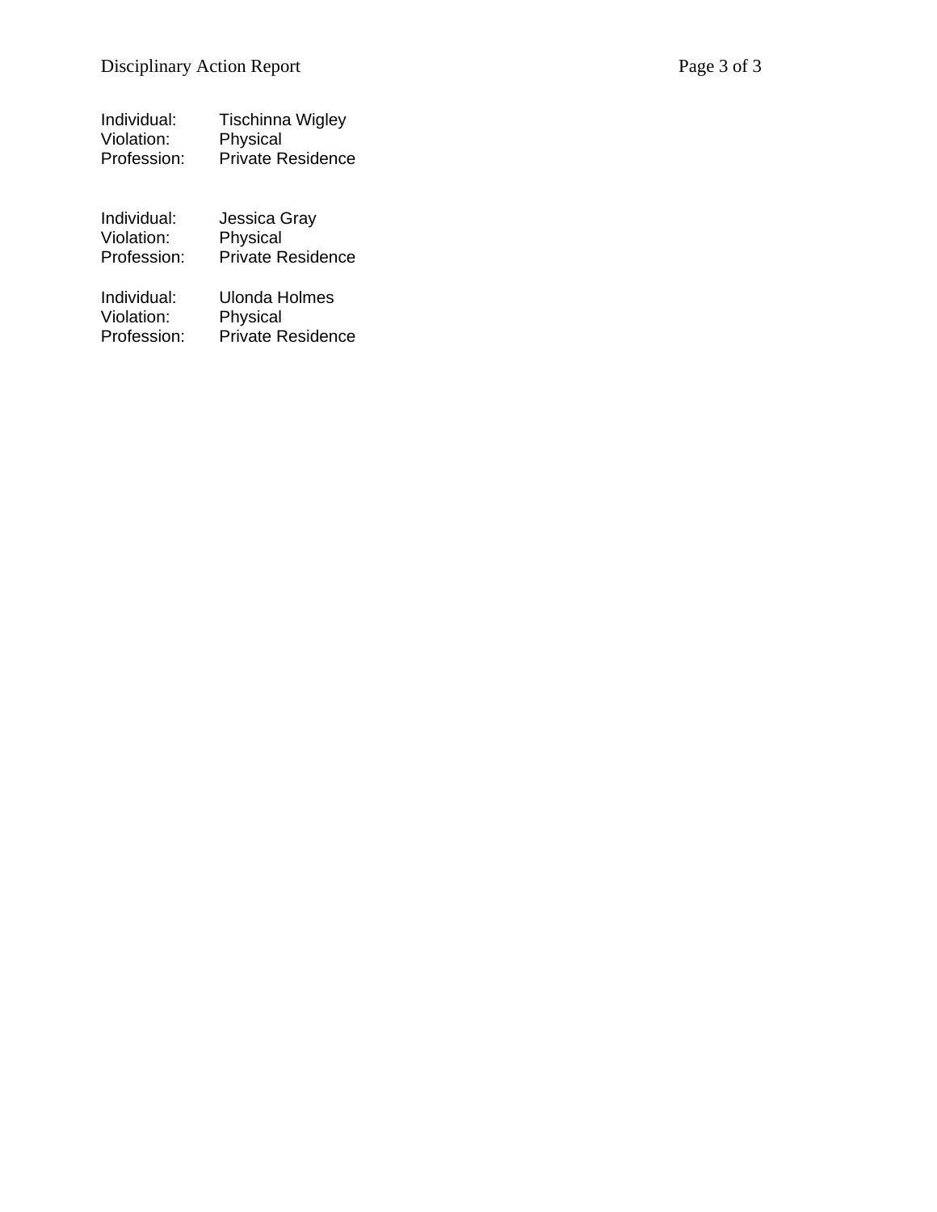Individual: Tischinna Wigley
Violation: Physical
Profession: Private Residence

Individual: Jessica Gray
Violation: Physical
Profession: Private Residence

Individual: Ulonda Holmes
Violation: Physical
Profession: Private Residence